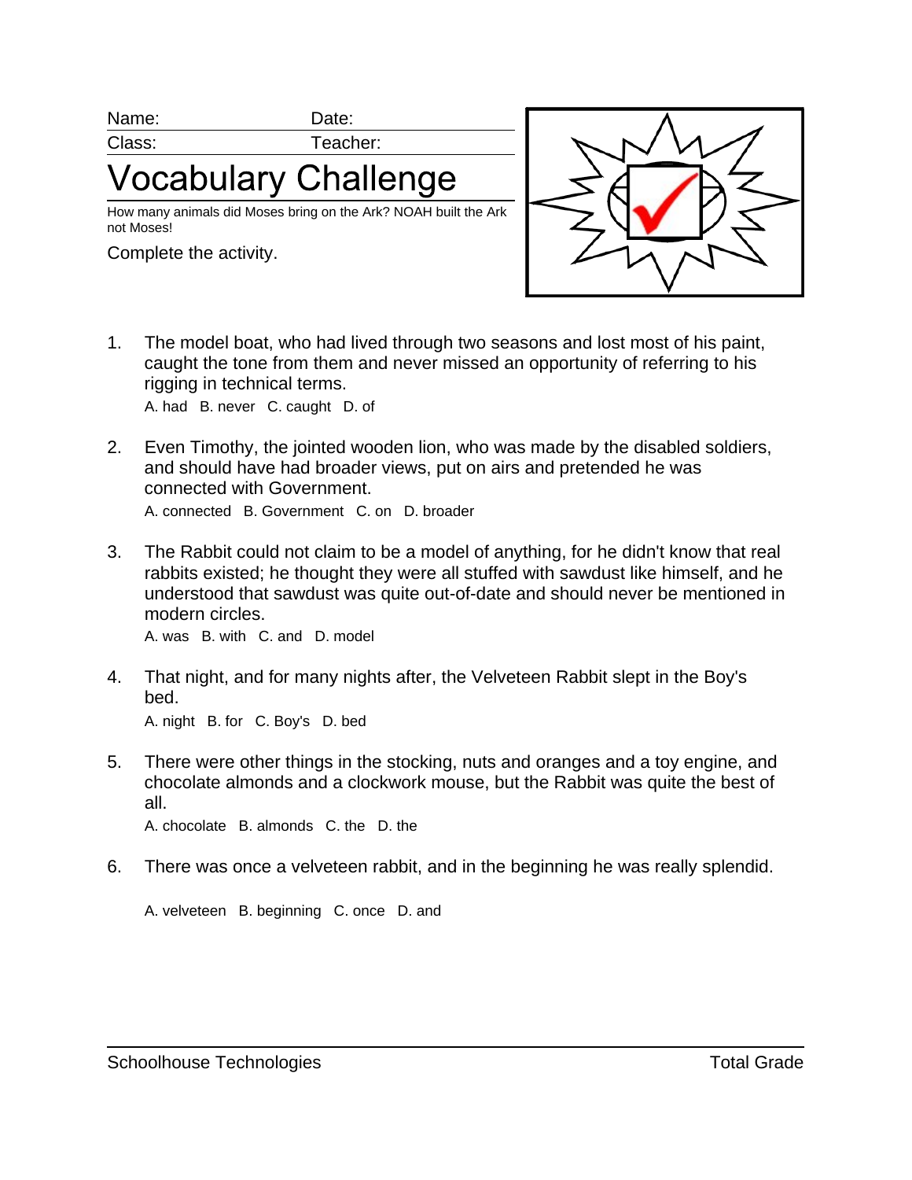Name: Date:

Class: Teacher:

# Vocabulary Challenge

How many animals did Moses bring on the Ark? NOAH built the Ark not Moses!

Complete the activity.

1. The model boat, who had lived through two seasons and lost most of his paint, caught the tone from them and never missed an opportunity of referring to his rigging in technical terms.

   A. had B. never C. caught D. of

2. Even Timothy, the jointed wooden lion, who was made by the disabled soldiers, and should have had broader views, put on airs and pretended he was connected with Government.

   A. connected B. Government C. on D. broader

3. The Rabbit could not claim to be a model of anything, for he didn't know that real rabbits existed; he thought they were all stuffed with sawdust like himself, and he understood that sawdust was quite out-of-date and should never be mentioned in modern circles.

   A. was B. with C. and D. model

4. That night, and for many nights after, the Velveteen Rabbit slept in the Boy's bed.

   A. night B. for C. Boy's D. bed

5. There were other things in the stocking, nuts and oranges and a toy engine, and chocolate almonds and a clockwork mouse, but the Rabbit was quite the best of all.

   A. chocolate B. almonds C. the D. the

6. There was once a velveteen rabbit, and in the beginning he was really splendid.

   A. velveteen B. beginning C. once D. and

Schoolhouse Technologies Total Grade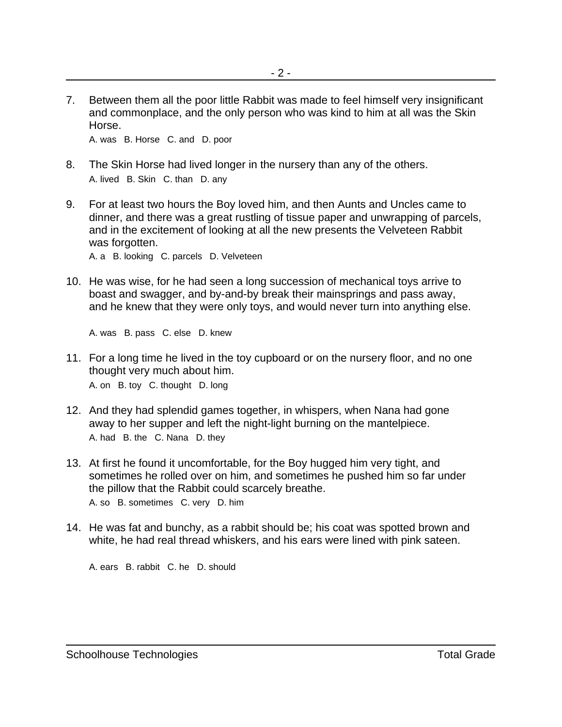7. Between them all the poor little Rabbit was made to feel himself very insignificant and commonplace, and the only person who was kind to him at all was the Skin Horse.

   A. was   B. Horse   C. and   D. poor

8. The Skin Horse had lived longer in the nursery than any of the others.

   A. lived   B. Skin   C. than   D. any

9. For at least two hours the Boy loved him, and then Aunts and Uncles came to dinner, and there was a great rustling of tissue paper and unwrapping of parcels, and in the excitement of looking at all the new presents the Velveteen Rabbit was forgotten.

   A. a   B. looking   C. parcels   D. Velveteen

10. He was wise, for he had seen a long succession of mechanical toys arrive to boast and swagger, and by-and-by break their mainsprings and pass away, and he knew that they were only toys, and would never turn into anything else.

    A. was   B. pass   C. else   D. knew

11. For a long time he lived in the toy cupboard or on the nursery floor, and no one thought very much about him.

    A. on   B. toy   C. thought   D. long

12. And they had splendid games together, in whispers, when Nana had gone away to her supper and left the night-light burning on the mantelpiece.

    A. had   B. the   C. Nana   D. they

13. At first he found it uncomfortable, for the Boy hugged him very tight, and sometimes he rolled over on him, and sometimes he pushed him so far under the pillow that the Rabbit could scarcely breathe.

    A. so   B. sometimes   C. very   D. him

14. He was fat and bunchy, as a rabbit should be; his coat was spotted brown and white, he had real thread whiskers, and his ears were lined with pink sateen.

    A. ears   B. rabbit   C. he   D. should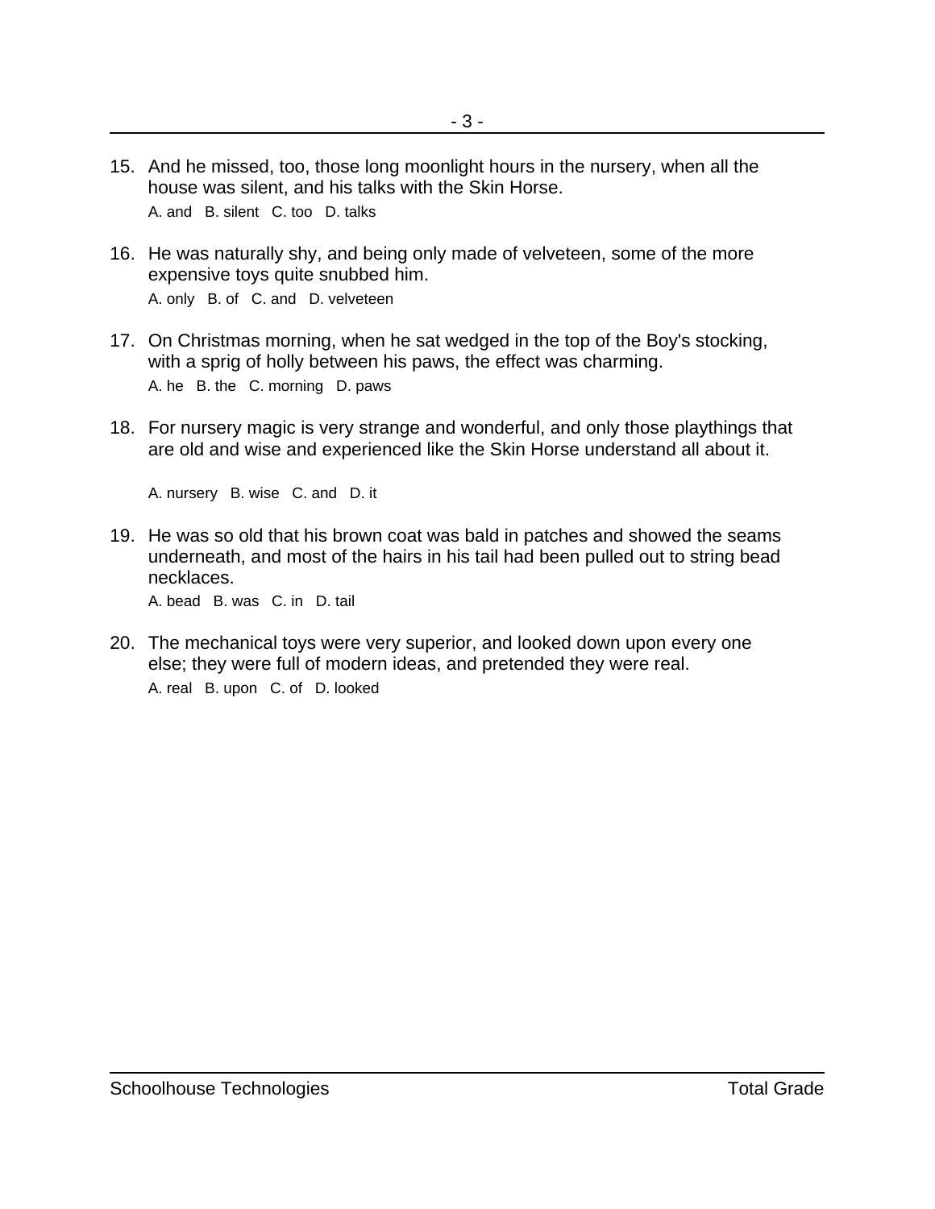15. And he missed, too, those long moonlight hours in the nursery, when all the house was silent, and his talks with the Skin Horse.

    A. and   B. silent   C. too   D. talks

16. He was naturally shy, and being only made of velveteen, some of the more expensive toys quite snubbed him.

    A. only   B. of   C. and   D. velveteen

17. On Christmas morning, when he sat wedged in the top of the Boy's stocking, with a sprig of holly between his paws, the effect was charming.

    A. he   B. the   C. morning   D. paws

18. For nursery magic is very strange and wonderful, and only those playthings that are old and wise and experienced like the Skin Horse understand all about it.

    A. nursery   B. wise   C. and   D. it

19. He was so old that his brown coat was bald in patches and showed the seams underneath, and most of the hairs in his tail had been pulled out to string bead necklaces.

    A. bead   B. was   C. in   D. tail

20. The mechanical toys were very superior, and looked down upon every one else; they were full of modern ideas, and pretended they were real.

    A. real   B. upon   C. of   D. looked

Schoolhouse Technologies                                                                 Total Grade